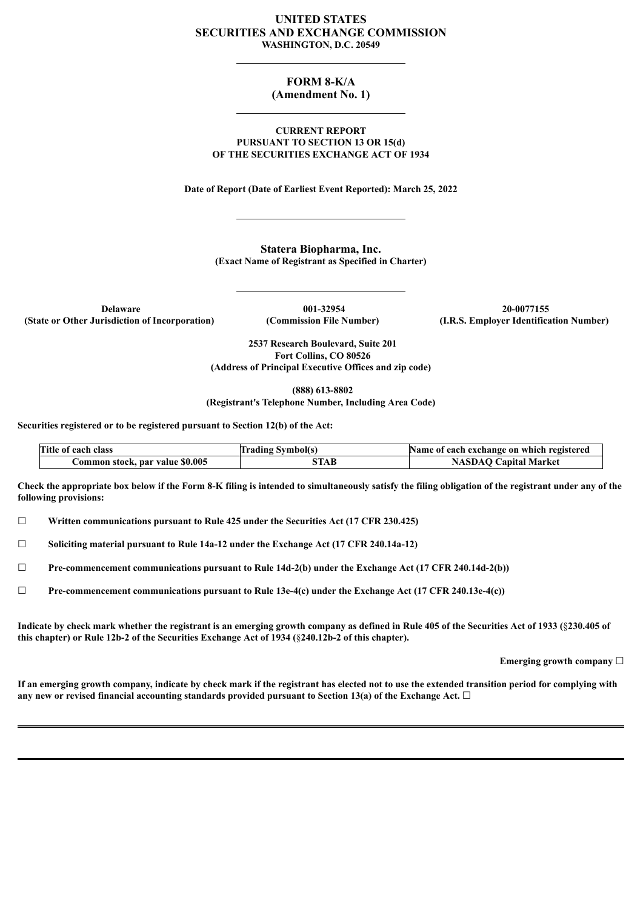# UNITED STATES
# SECURITIES AND EXCHANGE COMMISSION
**WASHINGTON, D.C. 20549**

## FORM 8-K/A
**(Amendment No. 1)**

**CURRENT REPORT**
**PURSUANT TO SECTION 13 OR 15(d)**
**OF THE SECURITIES EXCHANGE ACT OF 1934**

**Date of Report (Date of Earliest Event Reported): March 25, 2022**

**Statera Biopharma, Inc.**
**(Exact Name of Registrant as Specified in Charter)**

| Delaware | 001-32954 | 20-0077155 |
|---|---|---|
| (State or Other Jurisdiction of Incorporation) | (Commission File Number) | (I.R.S. Employer Identification Number) |

**2537 Research Boulevard, Suite 201**
**Fort Collins, CO 80526**
**(Address of Principal Executive Offices and zip code)**

**(888) 613-8802**
**(Registrant's Telephone Number, Including Area Code)**

**Securities registered or to be registered pursuant to Section 12(b) of the Act:**

| Title of each class | Trading Symbol(s) | Name of each exchange on which registered |
|---|---|---|
| Common stock, par value $0.005 | STAB | NASDAQ Capital Market |

**Check the appropriate box below if the Form 8-K filing is intended to simultaneously satisfy the filing obligation of the registrant under any of the following provisions:**

☐ **Written communications pursuant to Rule 425 under the Securities Act (17 CFR 230.425)**

☐ **Soliciting material pursuant to Rule 14a-12 under the Exchange Act (17 CFR 240.14a-12)**

☐ **Pre-commencement communications pursuant to Rule 14d-2(b) under the Exchange Act (17 CFR 240.14d-2(b))**

☐ **Pre-commencement communications pursuant to Rule 13e-4(c) under the Exchange Act (17 CFR 240.13e-4(c))**

**Indicate by check mark whether the registrant is an emerging growth company as defined in Rule 405 of the Securities Act of 1933 (§230.405 of this chapter) or Rule 12b-2 of the Securities Exchange Act of 1934 (§240.12b-2 of this chapter).**

**Emerging growth company ☐**

**If an emerging growth company, indicate by check mark if the registrant has elected not to use the extended transition period for complying with any new or revised financial accounting standards provided pursuant to Section 13(a) of the Exchange Act. ☐**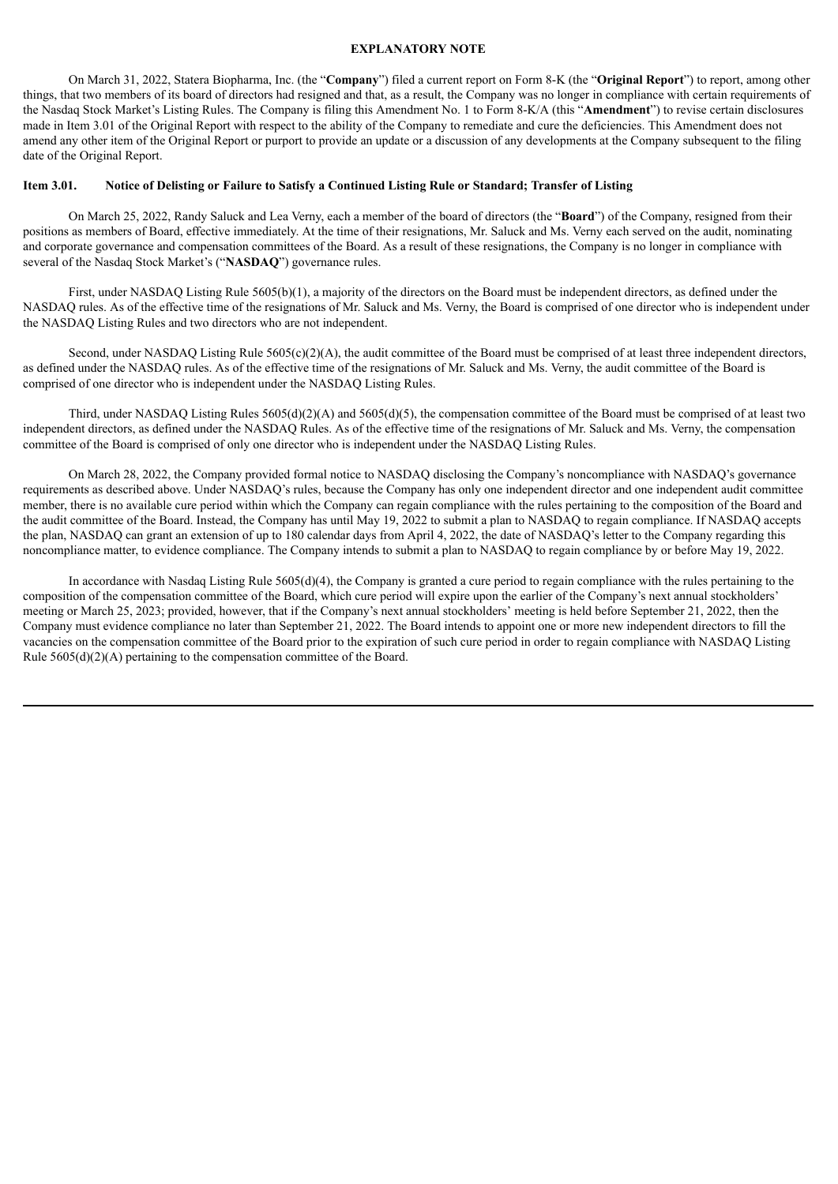## EXPLANATORY NOTE

On March 31, 2022, Statera Biopharma, Inc. (the "**Company**") filed a current report on Form 8-K (the "**Original Report**") to report, among other things, that two members of its board of directors had resigned and that, as a result, the Company was no longer in compliance with certain requirements of the Nasdaq Stock Market's Listing Rules. The Company is filing this Amendment No. 1 to Form 8-K/A (this "**Amendment**") to revise certain disclosures made in Item 3.01 of the Original Report with respect to the ability of the Company to remediate and cure the deficiencies. This Amendment does not amend any other item of the Original Report or purport to provide an update or a discussion of any developments at the Company subsequent to the filing date of the Original Report.

### Item 3.01. Notice of Delisting or Failure to Satisfy a Continued Listing Rule or Standard; Transfer of Listing

On March 25, 2022, Randy Saluck and Lea Verny, each a member of the board of directors (the "**Board**") of the Company, resigned from their positions as members of Board, effective immediately. At the time of their resignations, Mr. Saluck and Ms. Verny each served on the audit, nominating and corporate governance and compensation committees of the Board. As a result of these resignations, the Company is no longer in compliance with several of the Nasdaq Stock Market's ("**NASDAQ**") governance rules.

First, under NASDAQ Listing Rule 5605(b)(1), a majority of the directors on the Board must be independent directors, as defined under the NASDAQ rules. As of the effective time of the resignations of Mr. Saluck and Ms. Verny, the Board is comprised of one director who is independent under the NASDAQ Listing Rules and two directors who are not independent.

Second, under NASDAQ Listing Rule 5605(c)(2)(A), the audit committee of the Board must be comprised of at least three independent directors, as defined under the NASDAQ rules. As of the effective time of the resignations of Mr. Saluck and Ms. Verny, the audit committee of the Board is comprised of one director who is independent under the NASDAQ Listing Rules.

Third, under NASDAQ Listing Rules 5605(d)(2)(A) and 5605(d)(5), the compensation committee of the Board must be comprised of at least two independent directors, as defined under the NASDAQ Rules. As of the effective time of the resignations of Mr. Saluck and Ms. Verny, the compensation committee of the Board is comprised of only one director who is independent under the NASDAQ Listing Rules.

On March 28, 2022, the Company provided formal notice to NASDAQ disclosing the Company's noncompliance with NASDAQ's governance requirements as described above. Under NASDAQ's rules, because the Company has only one independent director and one independent audit committee member, there is no available cure period within which the Company can regain compliance with the rules pertaining to the composition of the Board and the audit committee of the Board. Instead, the Company has until May 19, 2022 to submit a plan to NASDAQ to regain compliance. If NASDAQ accepts the plan, NASDAQ can grant an extension of up to 180 calendar days from April 4, 2022, the date of NASDAQ's letter to the Company regarding this noncompliance matter, to evidence compliance. The Company intends to submit a plan to NASDAQ to regain compliance by or before May 19, 2022.

In accordance with Nasdaq Listing Rule 5605(d)(4), the Company is granted a cure period to regain compliance with the rules pertaining to the composition of the compensation committee of the Board, which cure period will expire upon the earlier of the Company's next annual stockholders' meeting or March 25, 2023; provided, however, that if the Company's next annual stockholders' meeting is held before September 21, 2022, then the Company must evidence compliance no later than September 21, 2022. The Board intends to appoint one or more new independent directors to fill the vacancies on the compensation committee of the Board prior to the expiration of such cure period in order to regain compliance with NASDAQ Listing Rule 5605(d)(2)(A) pertaining to the compensation committee of the Board.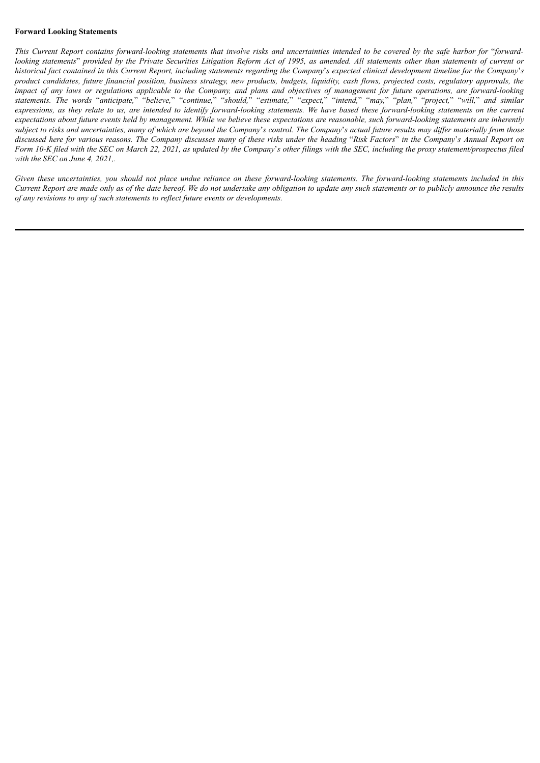**Forward Looking Statements**

*This Current Report contains forward-looking statements that involve risks and uncertainties intended to be covered by the safe harbor for "forward-looking statements" provided by the Private Securities Litigation Reform Act of 1995, as amended. All statements other than statements of current or historical fact contained in this Current Report, including statements regarding the Company's expected clinical development timeline for the Company's product candidates, future financial position, business strategy, new products, budgets, liquidity, cash flows, projected costs, regulatory approvals, the impact of any laws or regulations applicable to the Company, and plans and objectives of management for future operations, are forward-looking statements. The words "anticipate," "believe," "continue," "should," "estimate," "expect," "intend," "may," "plan," "project," "will," and similar expressions, as they relate to us, are intended to identify forward-looking statements. We have based these forward-looking statements on the current expectations about future events held by management. While we believe these expectations are reasonable, such forward-looking statements are inherently subject to risks and uncertainties, many of which are beyond the Company's control. The Company's actual future results may differ materially from those discussed here for various reasons. The Company discusses many of these risks under the heading "Risk Factors" in the Company's Annual Report on Form 10-K filed with the SEC on March 22, 2021, as updated by the Company's other filings with the SEC, including the proxy statement/prospectus filed with the SEC on June 4, 2021,.*

*Given these uncertainties, you should not place undue reliance on these forward-looking statements. The forward-looking statements included in this Current Report are made only as of the date hereof. We do not undertake any obligation to update any such statements or to publicly announce the results of any revisions to any of such statements to reflect future events or developments.*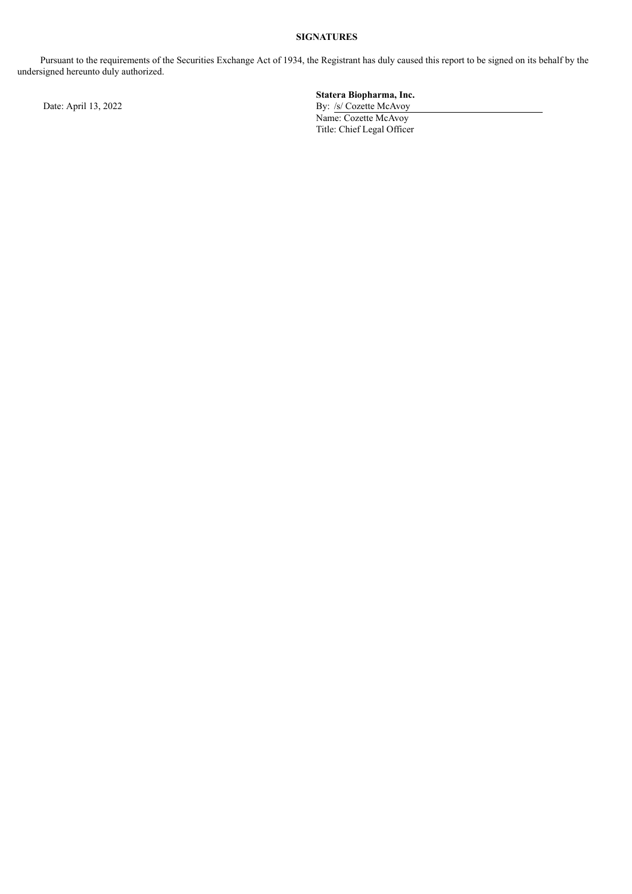**SIGNATURES**

Pursuant to the requirements of the Securities Exchange Act of 1934, the Registrant has duly caused this report to be signed on its behalf by the undersigned hereunto duly authorized.

Date: April 13, 2022

**Statera Biopharma, Inc.**

By: /s/ Cozette McAvoy

Name: Cozette McAvoy

Title: Chief Legal Officer